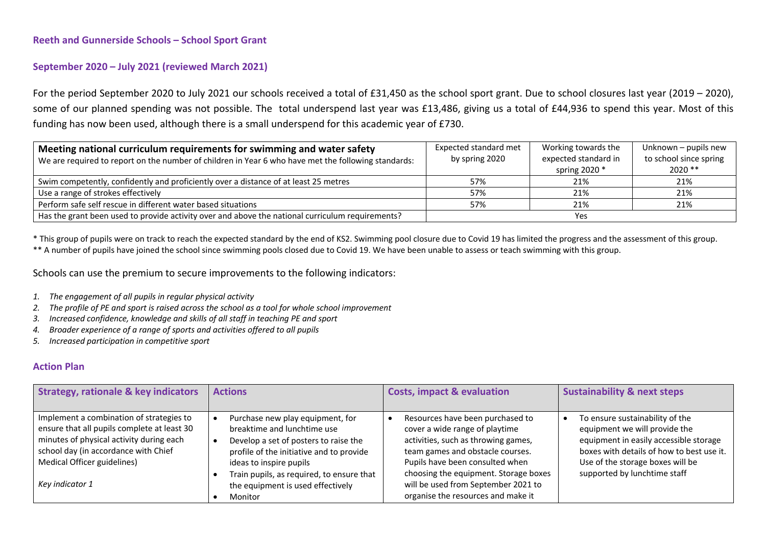## Reeth and Gunnerside Schools – School Sport Grant

### September 2020 – July 2021 (reviewed March 2021)

For the period September 2020 to July 2021 our schools received a total of £31,450 as the school sport grant. Due to school closures last year (2019 – 2020), some of our planned spending was not possible. The total underspend last year was £13,486, giving us a total of £44,936 to spend this year. Most of this funding has now been used, although there is a small underspend for this academic year of £730.

| **Meeting national curriculum requirements for swimming and water safety** We are required to report on the number of children in Year 6 who have met the following standards: | Expected standard met by spring 2020 | Working towards the expected standard in spring 2020 * | Unknown – pupils new to school since spring 2020 ** |
|---|---|---|---|
| Swim competently, confidently and proficiently over a distance of at least 25 metres | 57% | 21% | 21% |
| Use a range of strokes effectively | 57% | 21% | 21% |
| Perform safe self rescue in different water based situations | 57% | 21% | 21% |
| Has the grant been used to provide activity over and above the national curriculum requirements? | Yes | | |

\* This group of pupils were on track to reach the expected standard by the end of KS2. Swimming pool closure due to Covid 19 has limited the progress and the assessment of this group.

\*\* A number of pupils have joined the school since swimming pools closed due to Covid 19. We have been unable to assess or teach swimming with this group.

Schools can use the premium to secure improvements to the following indicators:

1. *The engagement of all pupils in regular physical activity*
2. *The profile of PE and sport is raised across the school as a tool for whole school improvement*
3. *Increased confidence, knowledge and skills of all staff in teaching PE and sport*
4. *Broader experience of a range of sports and activities offered to all pupils*
5. *Increased participation in competitive sport*

### Action Plan

| Strategy, rationale & key indicators | Actions | Costs, impact & evaluation | Sustainability & next steps |
|---|---|---|---|
| Implement a combination of strategies to ensure that all pupils complete at least 30 minutes of physical activity during each school day (in accordance with Chief Medical Officer guidelines)<br><br>*Key indicator 1* | • Purchase new play equipment, for breaktime and lunchtime use<br>• Develop a set of posters to raise the profile of the initiative and to provide ideas to inspire pupils<br>• Train pupils, as required, to ensure that the equipment is used effectively<br>• Monitor | • Resources have been purchased to cover a wide range of playtime activities, such as throwing games, team games and obstacle courses. Pupils have been consulted when choosing the equipment. Storage boxes will be used from September 2021 to organise the resources and make it | • To ensure sustainability of the equipment we will provide the equipment in easily accessible storage boxes with details of how to best use it. Use of the storage boxes will be supported by lunchtime staff |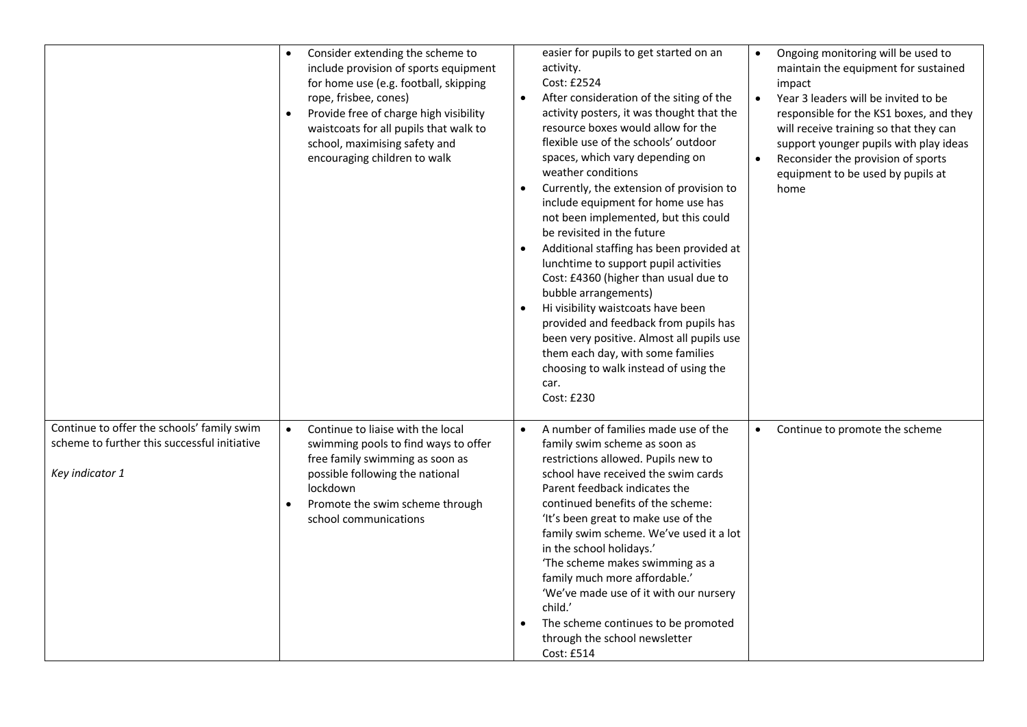| | | | |
|---|---|---|---|
| | • Consider extending the scheme to include provision of sports equipment for home use (e.g. football, skipping rope, frisbee, cones)<br>• Provide free of charge high visibility waistcoats for all pupils that walk to school, maximising safety and encouraging children to walk | easier for pupils to get started on an activity.<br>Cost: £2524<br>• After consideration of the siting of the activity posters, it was thought that the resource boxes would allow for the flexible use of the schools' outdoor spaces, which vary depending on weather conditions<br>• Currently, the extension of provision to include equipment for home use has not been implemented, but this could be revisited in the future<br>• Additional staffing has been provided at lunchtime to support pupil activities<br>Cost: £4360 (higher than usual due to bubble arrangements)<br>• Hi visibility waistcoats have been provided and feedback from pupils has been very positive. Almost all pupils use them each day, with some families choosing to walk instead of using the car.<br>Cost: £230 | • Ongoing monitoring will be used to maintain the equipment for sustained impact<br>• Year 3 leaders will be invited to be responsible for the KS1 boxes, and they will receive training so that they can support younger pupils with play ideas<br>• Reconsider the provision of sports equipment to be used by pupils at home |
| Continue to offer the schools' family swim scheme to further this successful initiative<br><br>*Key indicator 1* | • Continue to liaise with the local swimming pools to find ways to offer free family swimming as soon as possible following the national lockdown<br>• Promote the swim scheme through school communications | • A number of families made use of the family swim scheme as soon as restrictions allowed. Pupils new to school have received the swim cards Parent feedback indicates the continued benefits of the scheme:<br>'It's been great to make use of the family swim scheme. We've used it a lot in the school holidays.'<br>'The scheme makes swimming as a family much more affordable.'<br>'We've made use of it with our nursery child.'<br>• The scheme continues to be promoted through the school newsletter<br>Cost: £514 | • Continue to promote the scheme |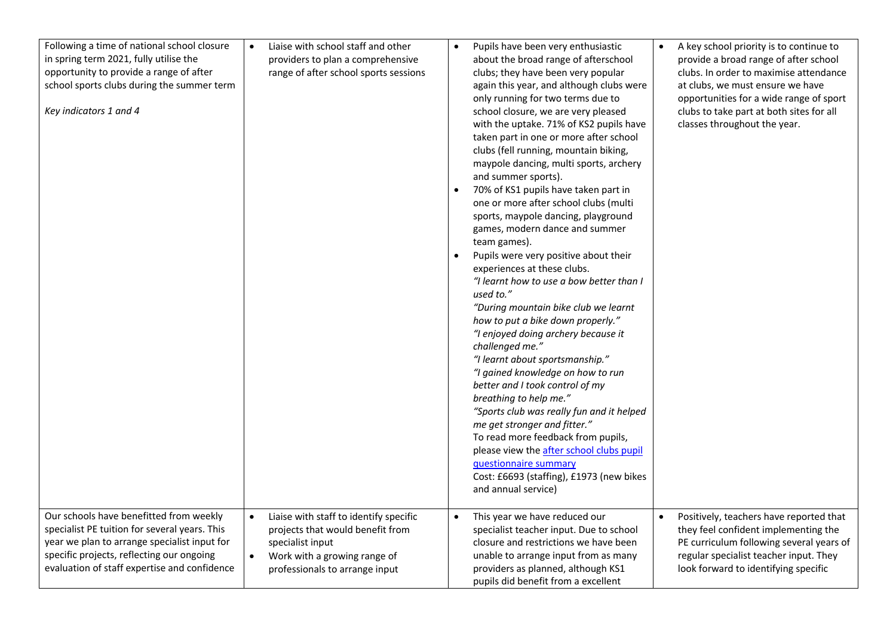| | | | |
|---|---|---|---|
| Following a time of national school closure in spring term 2021, fully utilise the opportunity to provide a range of after school sports clubs during the summer term<br><br>*Key indicators 1 and 4* | • Liaise with school staff and other providers to plan a comprehensive range of after school sports sessions | • Pupils have been very enthusiastic about the broad range of afterschool clubs; they have been very popular again this year, and although clubs were only running for two terms due to school closure, we are very pleased with the uptake. 71% of KS2 pupils have taken part in one or more after school clubs (fell running, mountain biking, maypole dancing, multi sports, archery and summer sports).<br>• 70% of KS1 pupils have taken part in one or more after school clubs (multi sports, maypole dancing, playground games, modern dance and summer team games).<br>• Pupils were very positive about their experiences at these clubs.<br>*"I learnt how to use a bow better than I used to."*<br>*"During mountain bike club we learnt how to put a bike down properly."*<br>*"I enjoyed doing archery because it challenged me."*<br>*"I learnt about sportsmanship."*<br>*"I gained knowledge on how to run better and I took control of my breathing to help me."*<br>*"Sports club was really fun and it helped me get stronger and fitter."*<br>To read more feedback from pupils, please view the [after school clubs pupil questionnaire summary]()<br>Cost: £6693 (staffing), £1973 (new bikes and annual service) | • A key school priority is to continue to provide a broad range of after school clubs. In order to maximise attendance at clubs, we must ensure we have opportunities for a wide range of sport clubs to take part at both sites for all classes throughout the year. |
| Our schools have benefitted from weekly specialist PE tuition for several years. This year we plan to arrange specialist input for specific projects, reflecting our ongoing evaluation of staff expertise and confidence | • Liaise with staff to identify specific projects that would benefit from specialist input<br>• Work with a growing range of professionals to arrange input | • This year we have reduced our specialist teacher input. Due to school closure and restrictions we have been unable to arrange input from as many providers as planned, although KS1 pupils did benefit from a excellent | • Positively, teachers have reported that they feel confident implementing the PE curriculum following several years of regular specialist teacher input. They look forward to identifying specific |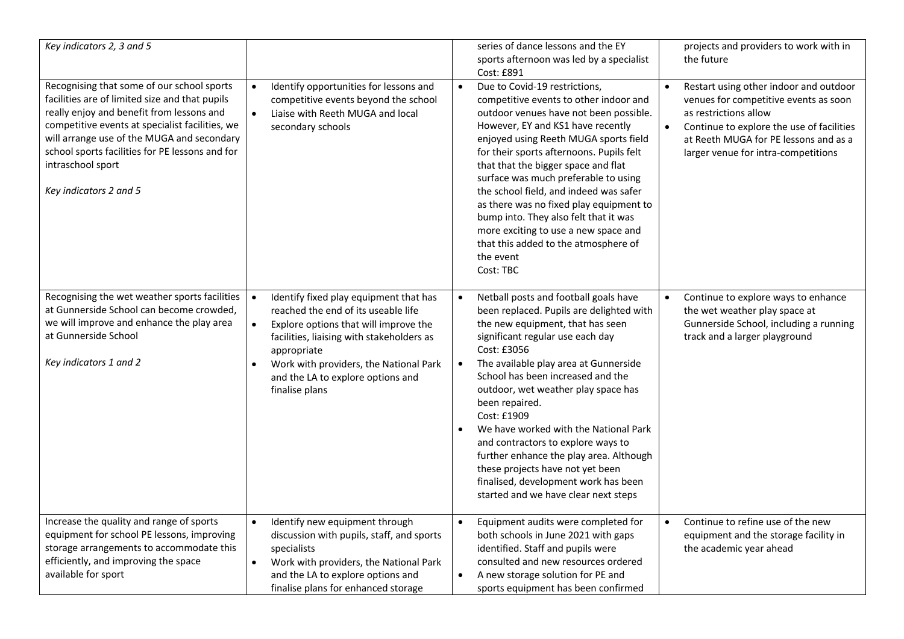| | | | |
|---|---|---|---|
| *Key indicators 2, 3 and 5* | | series of dance lessons and the EY sports afternoon was led by a specialist<br>Cost: £891 | projects and providers to work with in the future |
| Recognising that some of our school sports facilities are of limited size and that pupils really enjoy and benefit from lessons and competitive events at specialist facilities, we will arrange use of the MUGA and secondary school sports facilities for PE lessons and for intraschool sport<br><br>*Key indicators 2 and 5* | • Identify opportunities for lessons and competitive events beyond the school<br>• Liaise with Reeth MUGA and local secondary schools | • Due to Covid-19 restrictions, competitive events to other indoor and outdoor venues have not been possible. However, EY and KS1 have recently enjoyed using Reeth MUGA sports field for their sports afternoons. Pupils felt that that the bigger space and flat surface was much preferable to using the school field, and indeed was safer as there was no fixed play equipment to bump into. They also felt that it was more exciting to use a new space and that this added to the atmosphere of the event<br>Cost: TBC | • Restart using other indoor and outdoor venues for competitive events as soon as restrictions allow<br>• Continue to explore the use of facilities at Reeth MUGA for PE lessons and as a larger venue for intra-competitions |
| Recognising the wet weather sports facilities at Gunnerside School can become crowded, we will improve and enhance the play area at Gunnerside School<br><br>*Key indicators 1 and 2* | • Identify fixed play equipment that has reached the end of its useable life<br>• Explore options that will improve the facilities, liaising with stakeholders as appropriate<br>• Work with providers, the National Park and the LA to explore options and finalise plans | • Netball posts and football goals have been replaced. Pupils are delighted with the new equipment, that has seen significant regular use each day<br>Cost: £3056<br>• The available play area at Gunnerside School has been increased and the outdoor, wet weather play space has been repaired.<br>Cost: £1909<br>• We have worked with the National Park and contractors to explore ways to further enhance the play area. Although these projects have not yet been finalised, development work has been started and we have clear next steps | • Continue to explore ways to enhance the wet weather play space at Gunnerside School, including a running track and a larger playground |
| Increase the quality and range of sports equipment for school PE lessons, improving storage arrangements to accommodate this efficiently, and improving the space available for sport | • Identify new equipment through discussion with pupils, staff, and sports specialists<br>• Work with providers, the National Park and the LA to explore options and finalise plans for enhanced storage | • Equipment audits were completed for both schools in June 2021 with gaps identified. Staff and pupils were consulted and new resources ordered<br>• A new storage solution for PE and sports equipment has been confirmed | • Continue to refine use of the new equipment and the storage facility in the academic year ahead |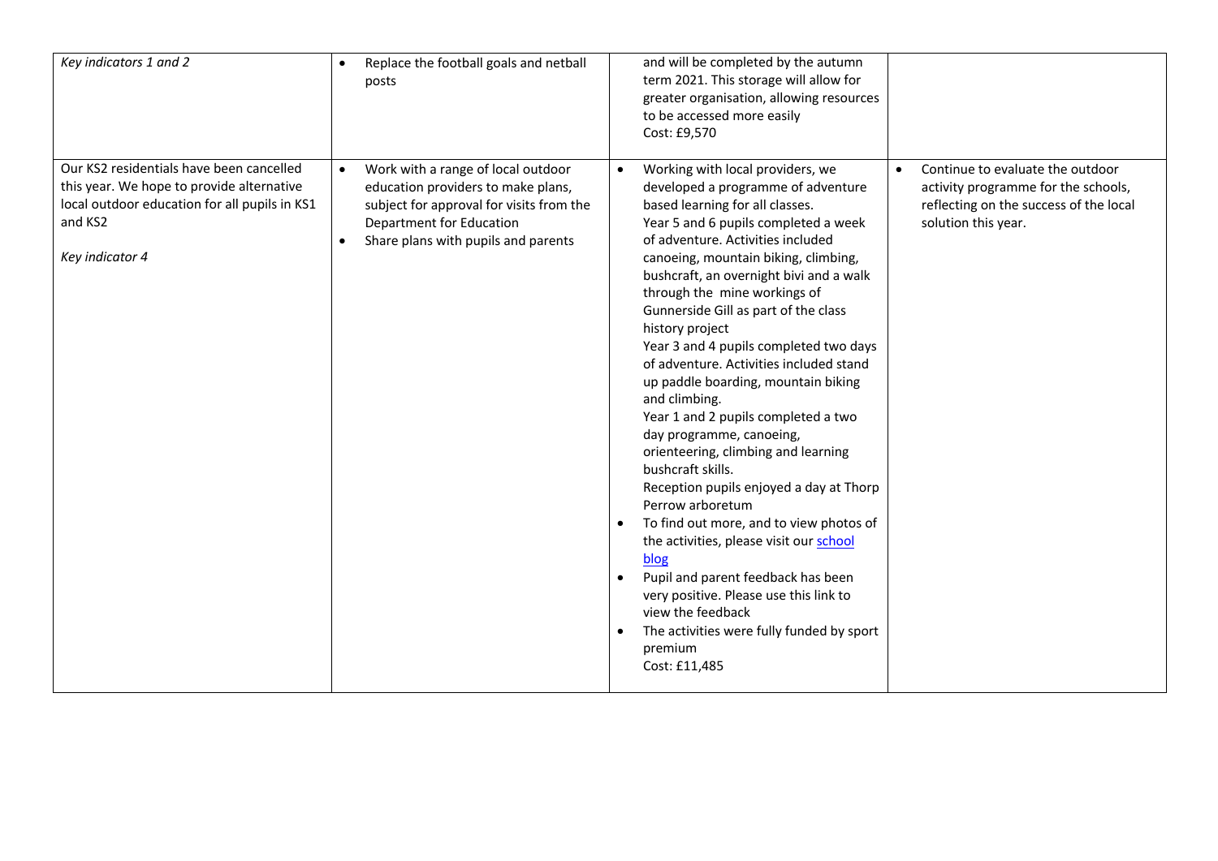| | | | |
|---|---|---|---|
| *Key indicators 1 and 2* | • Replace the football goals and netball posts | and will be completed by the autumn term 2021. This storage will allow for greater organisation, allowing resources to be accessed more easily<br>Cost: £9,570 | |
| Our KS2 residentials have been cancelled this year. We hope to provide alternative local outdoor education for all pupils in KS1 and KS2<br><br>*Key indicator 4* | • Work with a range of local outdoor education providers to make plans, subject for approval for visits from the Department for Education<br>• Share plans with pupils and parents | • Working with local providers, we developed a programme of adventure based learning for all classes.<br>Year 5 and 6 pupils completed a week of adventure. Activities included canoeing, mountain biking, climbing, bushcraft, an overnight bivi and a walk through the mine workings of Gunnerside Gill as part of the class history project<br>Year 3 and 4 pupils completed two days of adventure. Activities included stand up paddle boarding, mountain biking and climbing.<br>Year 1 and 2 pupils completed a two day programme, canoeing, orienteering, climbing and learning bushcraft skills.<br>Reception pupils enjoyed a day at Thorp Perrow arboretum<br>• To find out more, and to view photos of the activities, please visit our school blog<br>• Pupil and parent feedback has been very positive. Please use this link to view the feedback<br>• The activities were fully funded by sport premium<br>Cost: £11,485 | • Continue to evaluate the outdoor activity programme for the schools, reflecting on the success of the local solution this year. |